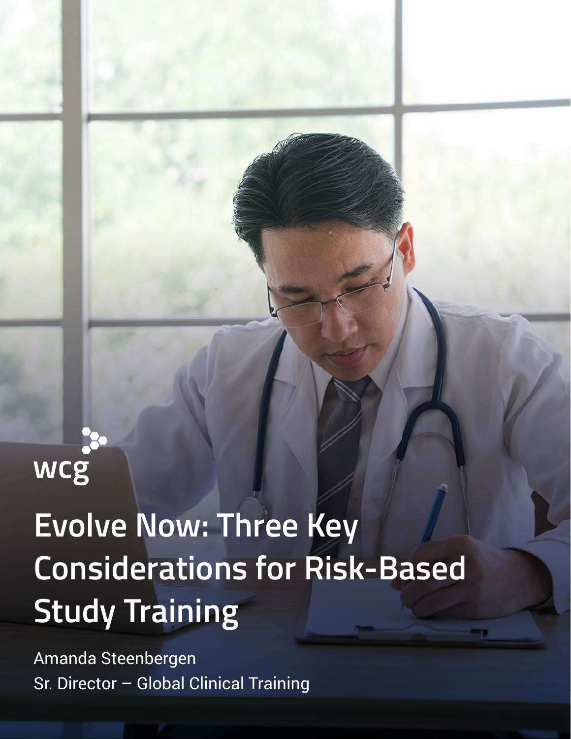wcg

# Evolve Now: Three Key Considerations for Risk-Based Study Training

Amanda Steenbergen
Sr. Director – Global Clinical Training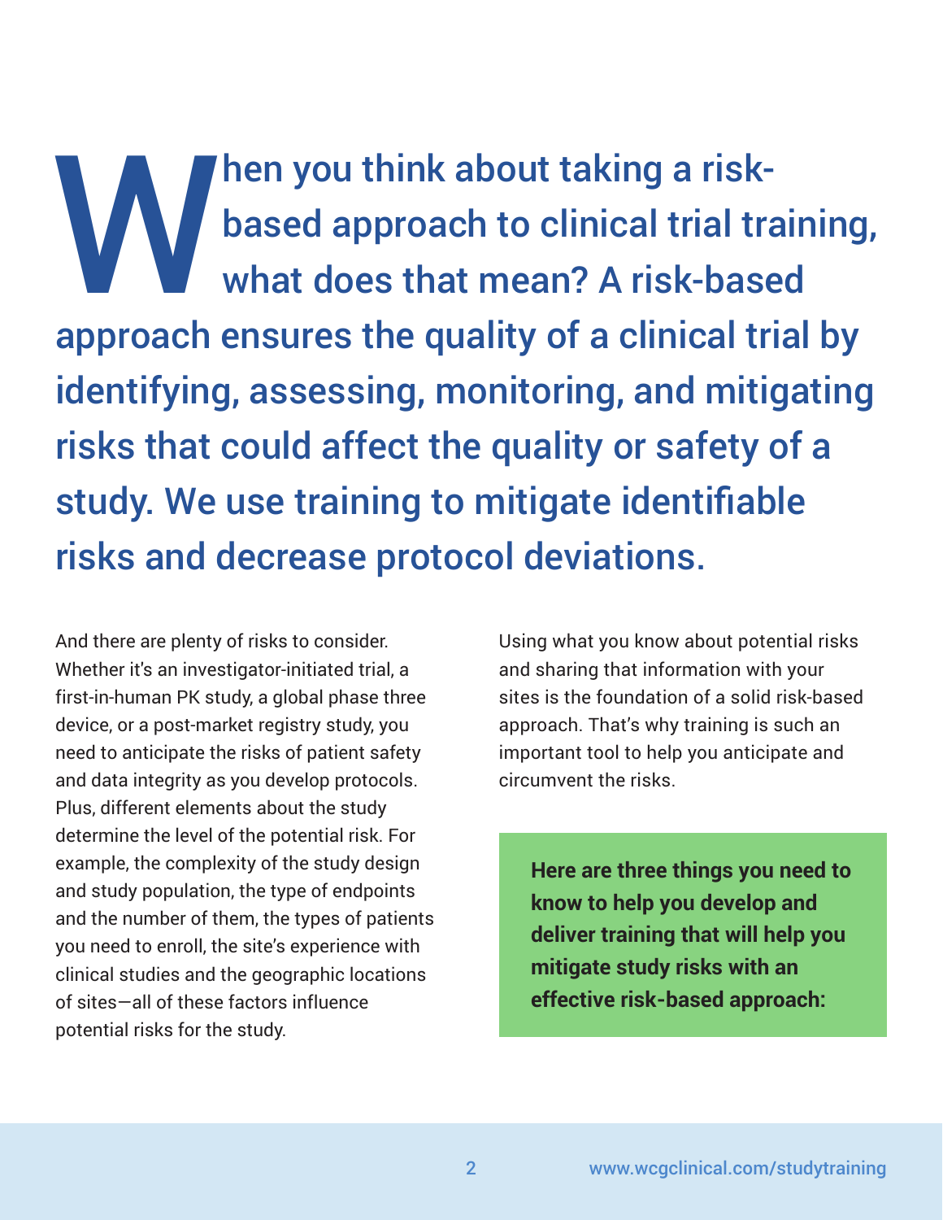**When you think about taking a risk-based approach to clinical trial training, what does that mean? A risk-based approach ensures the quality of a clinical trial by identifying, assessing, monitoring, and mitigating risks that could affect the quality or safety of a study. We use training to mitigate identifiable risks and decrease protocol deviations.**

And there are plenty of risks to consider. Whether it's an investigator-initiated trial, a first-in-human PK study, a global phase three device, or a post-market registry study, you need to anticipate the risks of patient safety and data integrity as you develop protocols. Plus, different elements about the study determine the level of the potential risk. For example, the complexity of the study design and study population, the type of endpoints and the number of them, the types of patients you need to enroll, the site's experience with clinical studies and the geographic locations of sites—all of these factors influence potential risks for the study.

Using what you know about potential risks and sharing that information with your sites is the foundation of a solid risk-based approach. That's why training is such an important tool to help you anticipate and circumvent the risks.

**Here are three things you need to know to help you develop and deliver training that will help you mitigate study risks with an effective risk-based approach:**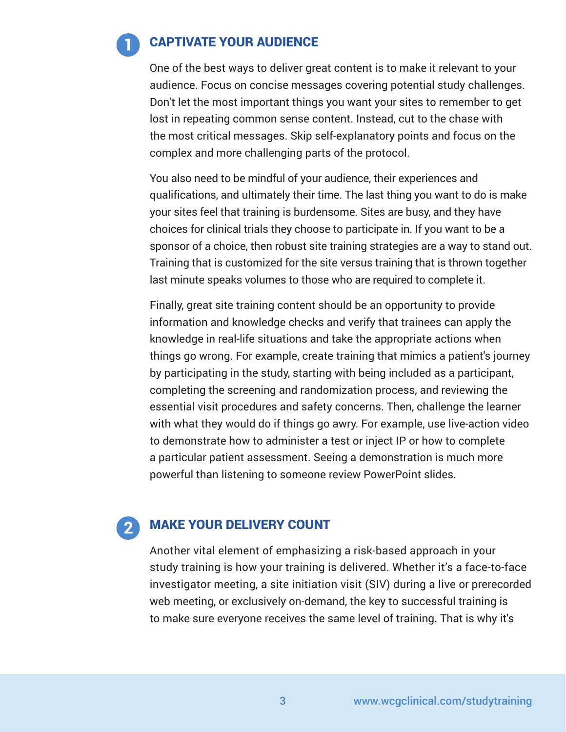## 1 CAPTIVATE YOUR AUDIENCE

One of the best ways to deliver great content is to make it relevant to your audience. Focus on concise messages covering potential study challenges. Don't let the most important things you want your sites to remember to get lost in repeating common sense content. Instead, cut to the chase with the most critical messages. Skip self-explanatory points and focus on the complex and more challenging parts of the protocol.

You also need to be mindful of your audience, their experiences and qualifications, and ultimately their time. The last thing you want to do is make your sites feel that training is burdensome. Sites are busy, and they have choices for clinical trials they choose to participate in. If you want to be a sponsor of a choice, then robust site training strategies are a way to stand out. Training that is customized for the site versus training that is thrown together last minute speaks volumes to those who are required to complete it.

Finally, great site training content should be an opportunity to provide information and knowledge checks and verify that trainees can apply the knowledge in real-life situations and take the appropriate actions when things go wrong. For example, create training that mimics a patient's journey by participating in the study, starting with being included as a participant, completing the screening and randomization process, and reviewing the essential visit procedures and safety concerns. Then, challenge the learner with what they would do if things go awry. For example, use live-action video to demonstrate how to administer a test or inject IP or how to complete a particular patient assessment. Seeing a demonstration is much more powerful than listening to someone review PowerPoint slides.

## 2 MAKE YOUR DELIVERY COUNT

Another vital element of emphasizing a risk-based approach in your study training is how your training is delivered. Whether it's a face-to-face investigator meeting, a site initiation visit (SIV) during a live or prerecorded web meeting, or exclusively on-demand, the key to successful training is to make sure everyone receives the same level of training. That is why it's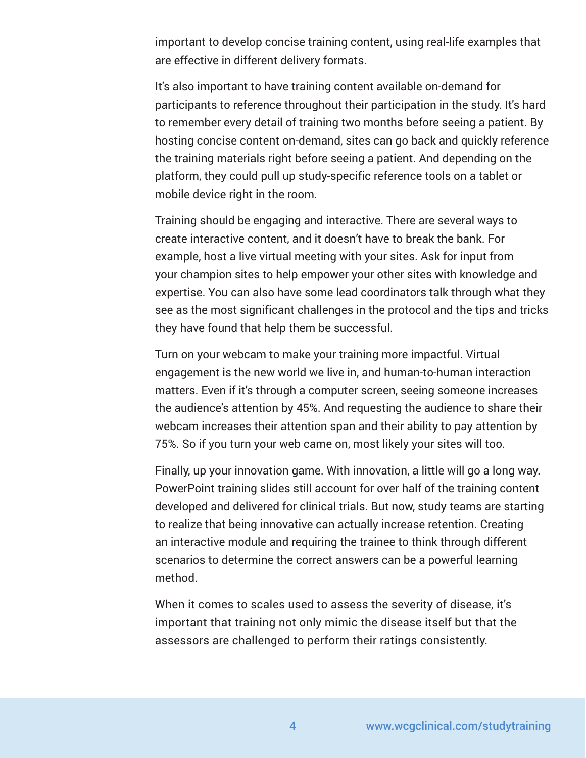important to develop concise training content, using real-life examples that are effective in different delivery formats.

It's also important to have training content available on-demand for participants to reference throughout their participation in the study. It's hard to remember every detail of training two months before seeing a patient. By hosting concise content on-demand, sites can go back and quickly reference the training materials right before seeing a patient. And depending on the platform, they could pull up study-specific reference tools on a tablet or mobile device right in the room.

Training should be engaging and interactive. There are several ways to create interactive content, and it doesn't have to break the bank. For example, host a live virtual meeting with your sites. Ask for input from your champion sites to help empower your other sites with knowledge and expertise. You can also have some lead coordinators talk through what they see as the most significant challenges in the protocol and the tips and tricks they have found that help them be successful.

Turn on your webcam to make your training more impactful. Virtual engagement is the new world we live in, and human-to-human interaction matters. Even if it's through a computer screen, seeing someone increases the audience's attention by 45%. And requesting the audience to share their webcam increases their attention span and their ability to pay attention by 75%. So if you turn your web came on, most likely your sites will too.

Finally, up your innovation game. With innovation, a little will go a long way. PowerPoint training slides still account for over half of the training content developed and delivered for clinical trials. But now, study teams are starting to realize that being innovative can actually increase retention. Creating an interactive module and requiring the trainee to think through different scenarios to determine the correct answers can be a powerful learning method.

When it comes to scales used to assess the severity of disease, it's important that training not only mimic the disease itself but that the assessors are challenged to perform their ratings consistently.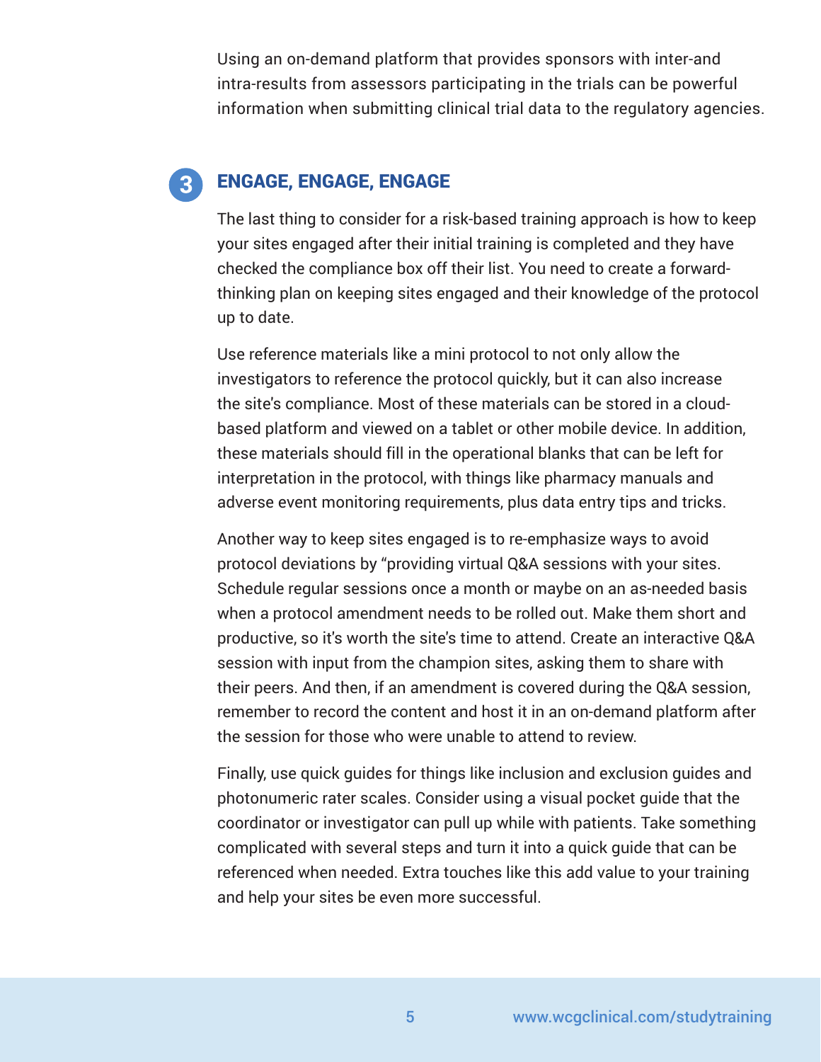Using an on-demand platform that provides sponsors with inter-and intra-results from assessors participating in the trials can be powerful information when submitting clinical trial data to the regulatory agencies.

## 3 ENGAGE, ENGAGE, ENGAGE

The last thing to consider for a risk-based training approach is how to keep your sites engaged after their initial training is completed and they have checked the compliance box off their list. You need to create a forward-thinking plan on keeping sites engaged and their knowledge of the protocol up to date.

Use reference materials like a mini protocol to not only allow the investigators to reference the protocol quickly, but it can also increase the site's compliance. Most of these materials can be stored in a cloud-based platform and viewed on a tablet or other mobile device. In addition, these materials should fill in the operational blanks that can be left for interpretation in the protocol, with things like pharmacy manuals and adverse event monitoring requirements, plus data entry tips and tricks.

Another way to keep sites engaged is to re-emphasize ways to avoid protocol deviations by "providing virtual Q&A sessions with your sites. Schedule regular sessions once a month or maybe on an as-needed basis when a protocol amendment needs to be rolled out. Make them short and productive, so it's worth the site's time to attend. Create an interactive Q&A session with input from the champion sites, asking them to share with their peers. And then, if an amendment is covered during the Q&A session, remember to record the content and host it in an on-demand platform after the session for those who were unable to attend to review.

Finally, use quick guides for things like inclusion and exclusion guides and photonumeric rater scales. Consider using a visual pocket guide that the coordinator or investigator can pull up while with patients. Take something complicated with several steps and turn it into a quick guide that can be referenced when needed. Extra touches like this add value to your training and help your sites be even more successful.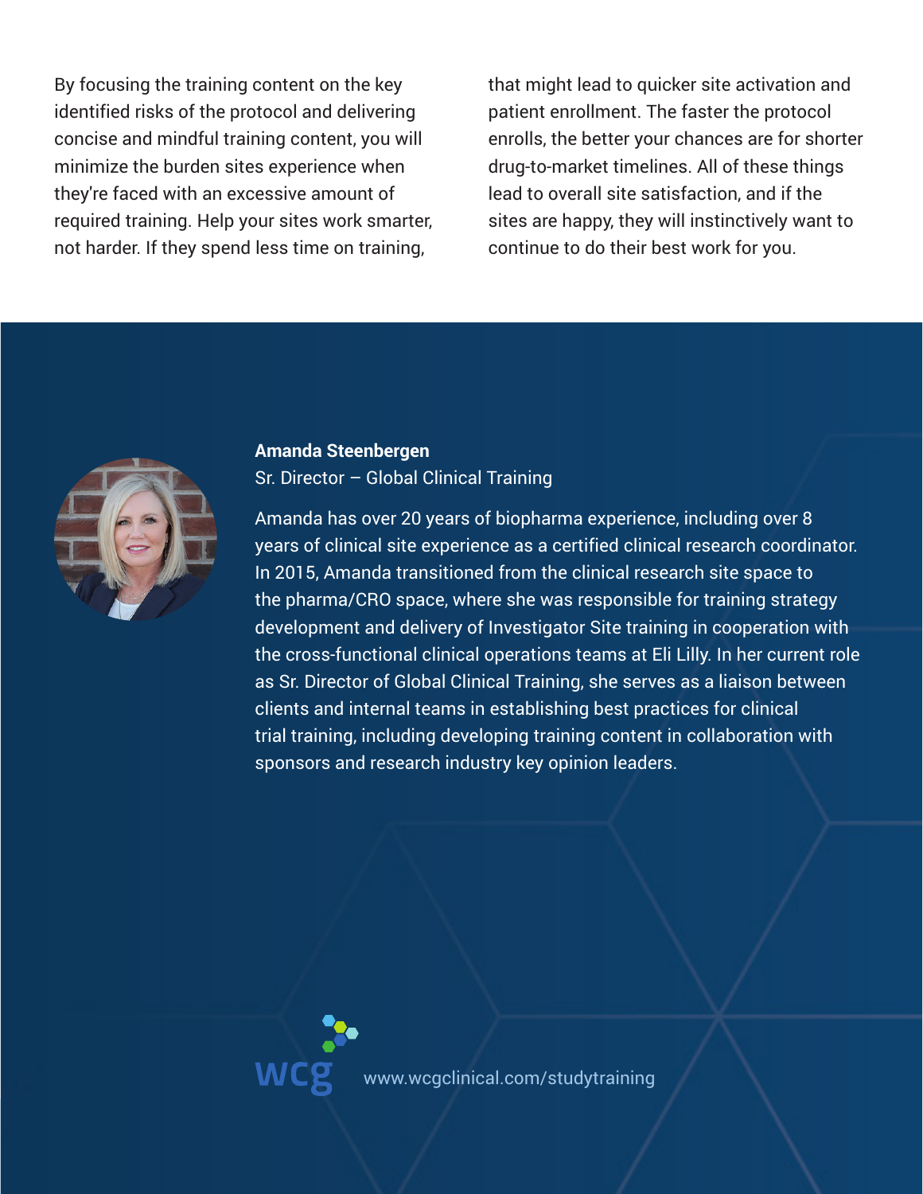By focusing the training content on the key identified risks of the protocol and delivering concise and mindful training content, you will minimize the burden sites experience when they're faced with an excessive amount of required training. Help your sites work smarter, not harder. If they spend less time on training, that might lead to quicker site activation and patient enrollment. The faster the protocol enrolls, the better your chances are for shorter drug-to-market timelines. All of these things lead to overall site satisfaction, and if the sites are happy, they will instinctively want to continue to do their best work for you.

**Amanda Steenbergen**
Sr. Director – Global Clinical Training

Amanda has over 20 years of biopharma experience, including over 8 years of clinical site experience as a certified clinical research coordinator. In 2015, Amanda transitioned from the clinical research site space to the pharma/CRO space, where she was responsible for training strategy development and delivery of Investigator Site training in cooperation with the cross-functional clinical operations teams at Eli Lilly. In her current role as Sr. Director of Global Clinical Training, she serves as a liaison between clients and internal teams in establishing best practices for clinical trial training, including developing training content in collaboration with sponsors and research industry key opinion leaders.

wcg

www.wcgclinical.com/studytraining